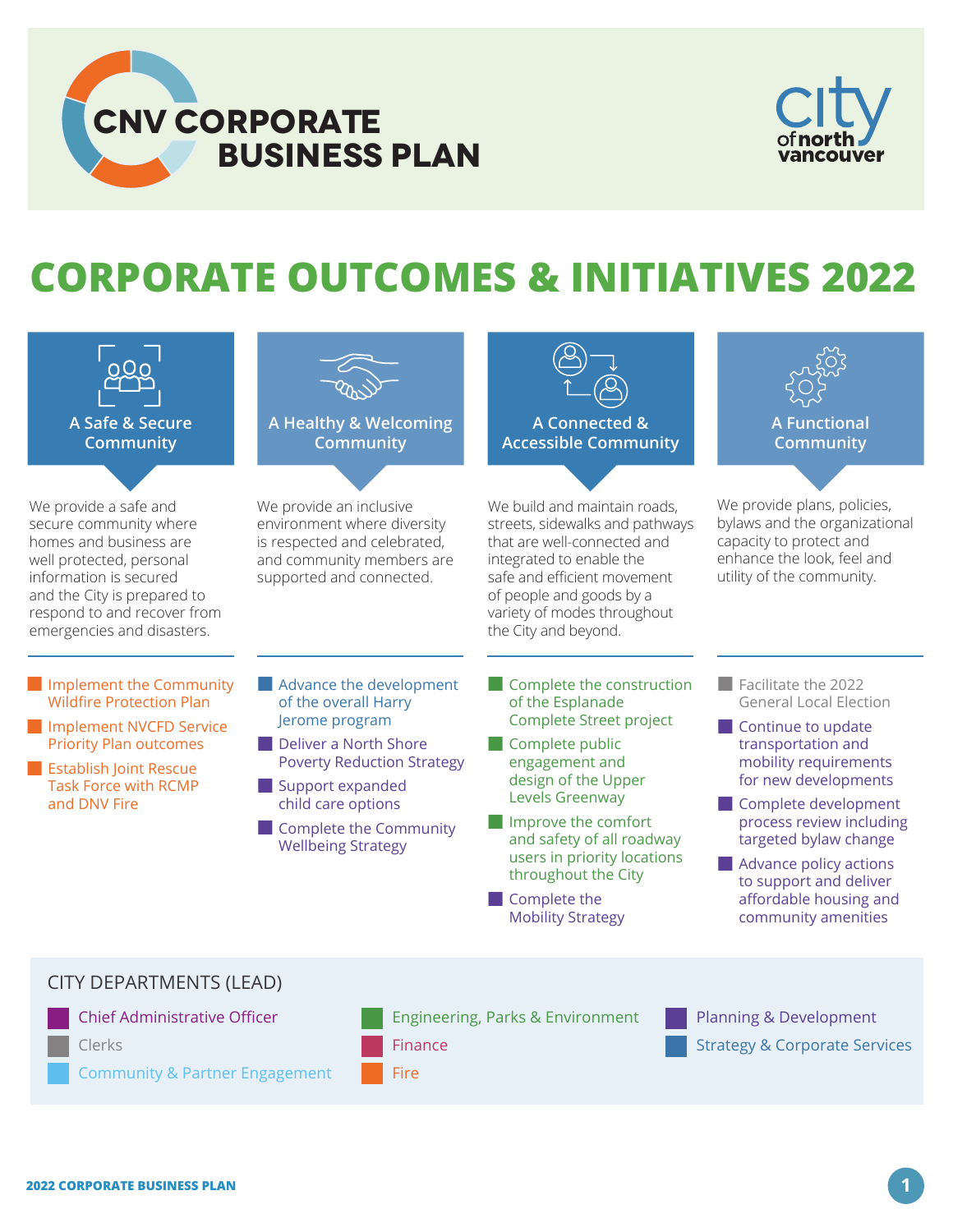# CNV CORPORATE BUSINESS PLAN

city of north vancouver

## CORPORATE OUTCOMES & INITIATIVES 2022

### A Safe & Secure Community

We provide a safe and secure community where homes and business are well protected, personal information is secured and the City is prepared to respond to and recover from emergencies and disasters.

- Implement the Community Wildfire Protection Plan
- Implement NVCFD Service Priority Plan outcomes
- Establish Joint Rescue Task Force with RCMP and DNV Fire

### A Healthy & Welcoming Community

We provide an inclusive environment where diversity is respected and celebrated, and community members are supported and connected.

- Advance the development of the overall Harry Jerome program
- Deliver a North Shore Poverty Reduction Strategy
- Support expanded child care options
- Complete the Community Wellbeing Strategy

### A Connected & Accessible Community

We build and maintain roads, streets, sidewalks and pathways that are well-connected and integrated to enable the safe and efficient movement of people and goods by a variety of modes throughout the City and beyond.

- Complete the construction of the Esplanade Complete Street project
- Complete public engagement and design of the Upper Levels Greenway
- Improve the comfort and safety of all roadway users in priority locations throughout the City
- Complete the Mobility Strategy

### A Functional Community

We provide plans, policies, bylaws and the organizational capacity to protect and enhance the look, feel and utility of the community.

- Facilitate the 2022 General Local Election
- Continue to update transportation and mobility requirements for new developments
- Complete development process review including targeted bylaw change
- Advance policy actions to support and deliver affordable housing and community amenities

### CITY DEPARTMENTS (LEAD)

- Chief Administrative Officer
- Clerks
- Community & Partner Engagement
- Engineering, Parks & Environment
- Finance
- Fire
- Planning & Development
- Strategy & Corporate Services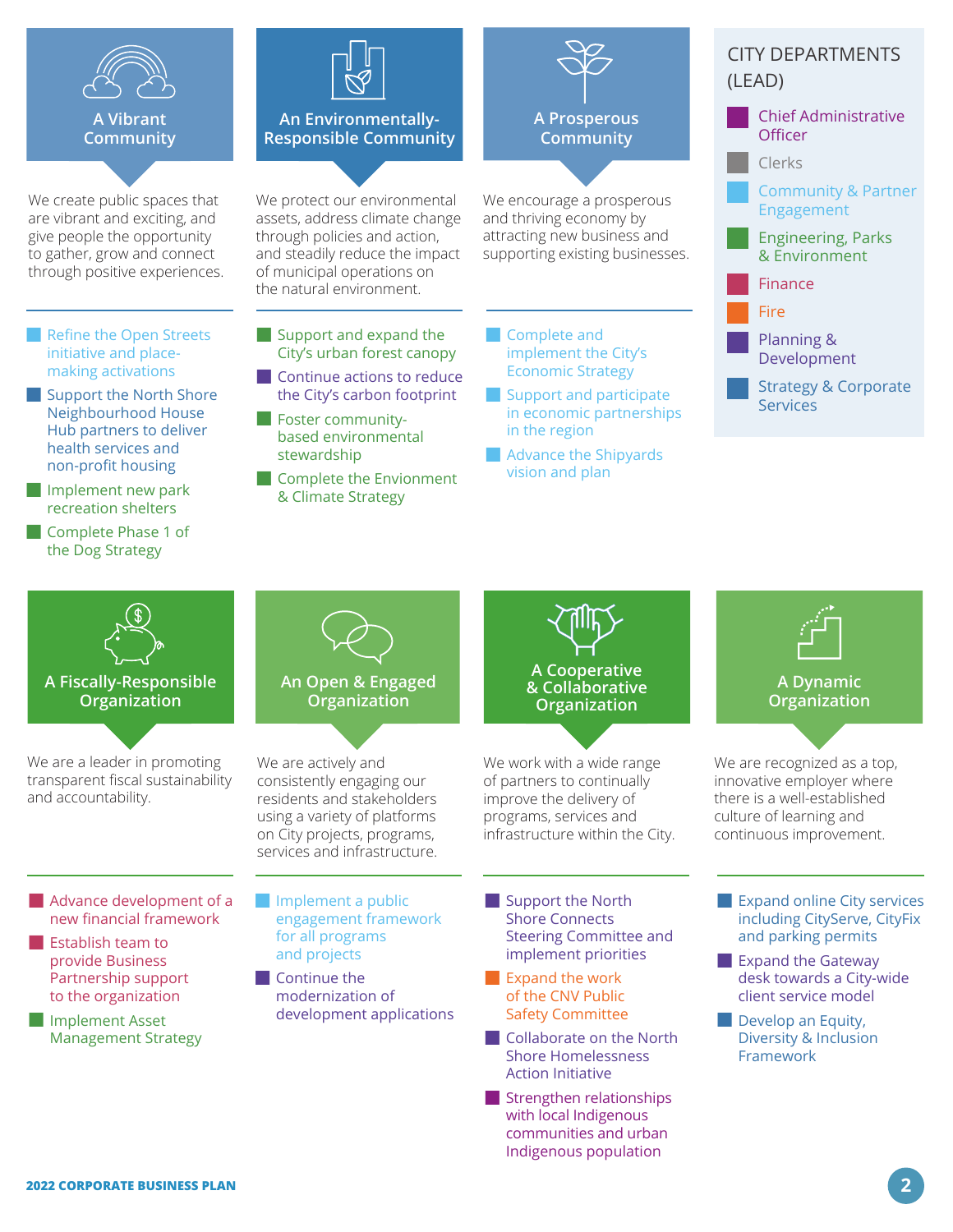## A Vibrant Community

We create public spaces that are vibrant and exciting, and give people the opportunity to gather, grow and connect through positive experiences.

- Refine the Open Streets initiative and place-making activations
- Support the North Shore Neighbourhood House Hub partners to deliver health services and non-profit housing
- Implement new park recreation shelters
- Complete Phase 1 of the Dog Strategy

## An Environmentally-Responsible Community

We protect our environmental assets, address climate change through policies and action, and steadily reduce the impact of municipal operations on the natural environment.

- Support and expand the City's urban forest canopy
- Continue actions to reduce the City's carbon footprint
- Foster community-based environmental stewardship
- Complete the Envionment & Climate Strategy

## A Prosperous Community

We encourage a prosperous and thriving economy by attracting new business and supporting existing businesses.

- Complete and implement the City's Economic Strategy
- Support and participate in economic partnerships in the region
- Advance the Shipyards vision and plan

## CITY DEPARTMENTS (LEAD)

- Chief Administrative Officer
- Clerks
- Community & Partner Engagement
- Engineering, Parks & Environment
- Finance
- Fire
- Planning & Development
- Strategy & Corporate Services

## A Fiscally-Responsible Organization

We are a leader in promoting transparent fiscal sustainability and accountability.

- Advance development of a new financial framework
- Establish team to provide Business Partnership support to the organization
- Implement Asset Management Strategy

## An Open & Engaged Organization

We are actively and consistently engaging our residents and stakeholders using a variety of platforms on City projects, programs, services and infrastructure.

- Implement a public engagement framework for all programs and projects
- Continue the modernization of development applications

## A Cooperative & Collaborative Organization

We work with a wide range of partners to continually improve the delivery of programs, services and infrastructure within the City.

- Support the North Shore Connects Steering Committee and implement priorities
- Expand the work of the CNV Public Safety Committee
- Collaborate on the North Shore Homelessness Action Initiative
- Strengthen relationships with local Indigenous communities and urban Indigenous population

## A Dynamic Organization

We are recognized as a top, innovative employer where there is a well-established culture of learning and continuous improvement.

- Expand online City services including CityServe, CityFix and parking permits
- Expand the Gateway desk towards a City-wide client service model
- Develop an Equity, Diversity & Inclusion Framework